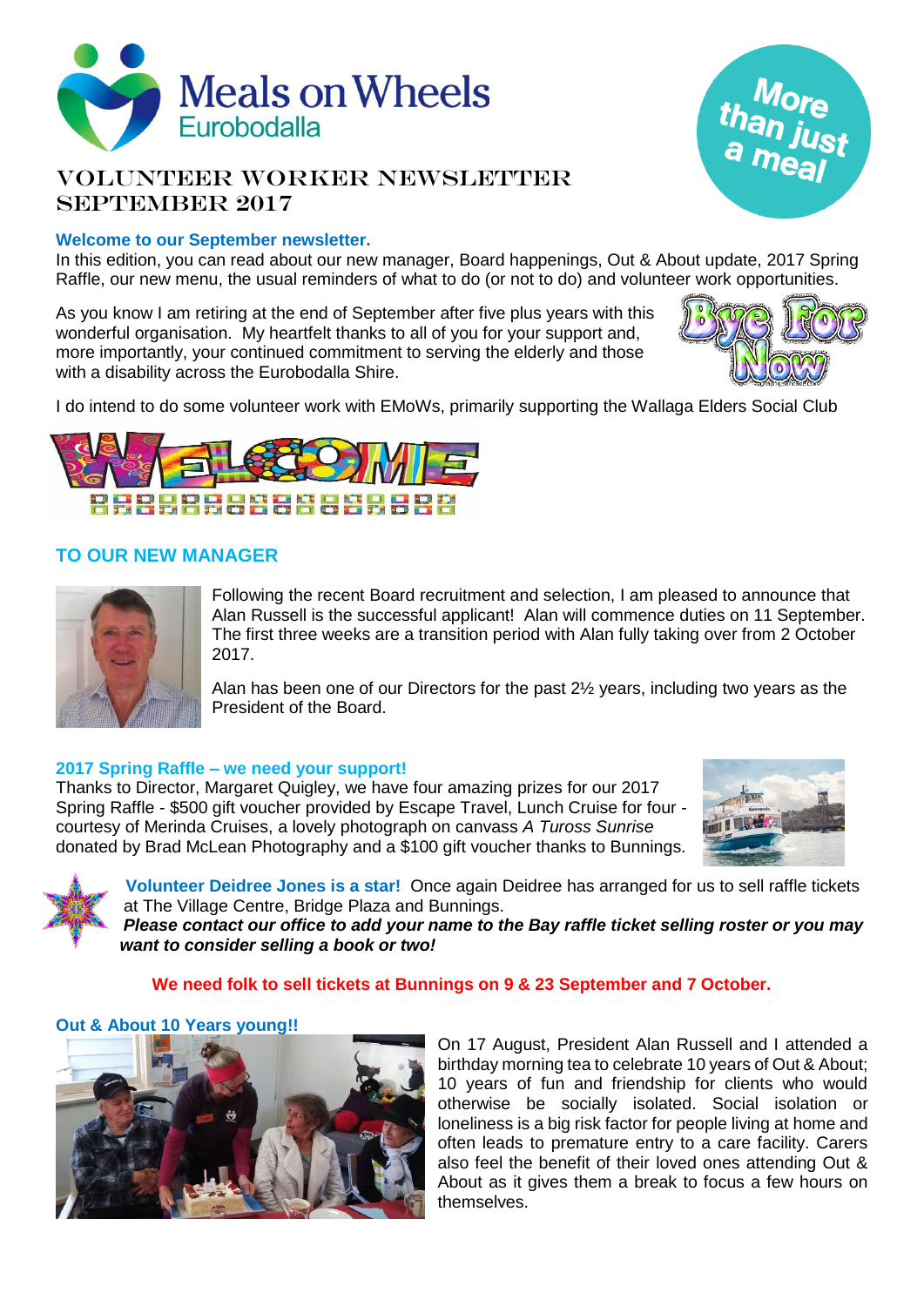# Meals on Wheels Eurobodalla

More than just a meal

## VOLUNTEER WORKER NEWSLETTER SEPTEMBER 2017

**Welcome to our September newsletter.**

In this edition, you can read about our new manager, Board happenings, Out & About update, 2017 Spring Raffle, our new menu, the usual reminders of what to do (or not to do) and volunteer work opportunities.

As you know I am retiring at the end of September after five plus years with this wonderful organisation. My heartfelt thanks to all of you for your support and, more importantly, your continued commitment to serving the elderly and those with a disability across the Eurobodalla Shire.

Bye For Now

I do intend to do some volunteer work with EMoWs, primarily supporting the Wallaga Elders Social Club

WELCOME

## TO OUR NEW MANAGER

Following the recent Board recruitment and selection, I am pleased to announce that Alan Russell is the successful applicant! Alan will commence duties on 11 September. The first three weeks are a transition period with Alan fully taking over from 2 October 2017.

Alan has been one of our Directors for the past 2½ years, including two years as the President of the Board.

### 2017 Spring Raffle – we need your support!

Thanks to Director, Margaret Quigley, we have four amazing prizes for our 2017 Spring Raffle - $500 gift voucher provided by Escape Travel, Lunch Cruise for four - courtesy of Merinda Cruises, a lovely photograph on canvas *A Tuross Sunrise* donated by Brad McLean Photography and a $100 gift voucher thanks to Bunnings.

**Volunteer Deidree Jones is a star!** Once again Deidree has arranged for us to sell raffle tickets at The Village Centre, Bridge Plaza and Bunnings.

***Please contact our office to add your name to the Bay raffle ticket selling roster or you may want to consider selling a book or two!***

**We need folk to sell tickets at Bunnings on 9 & 23 September and 7 October.**

### Out & About 10 Years young!!

On 17 August, President Alan Russell and I attended a birthday morning tea to celebrate 10 years of Out & About; 10 years of fun and friendship for clients who would otherwise be socially isolated. Social isolation or loneliness is a big risk factor for people living at home and often leads to premature entry to a care facility. Carers also feel the benefit of their loved ones attending Out & About as it gives them a break to focus a few hours on themselves.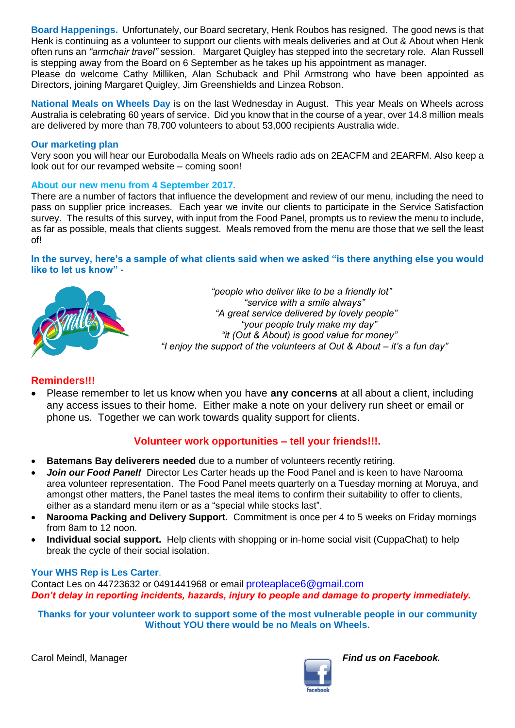**Board Happenings.** Unfortunately, our Board secretary, Henk Roubos has resigned. The good news is that Henk is continuing as a volunteer to support our clients with meals deliveries and at Out & About when Henk often runs an *"armchair travel"* session. Margaret Quigley has stepped into the secretary role. Alan Russell is stepping away from the Board on 6 September as he takes up his appointment as manager.
Please do welcome Cathy Milliken, Alan Schuback and Phil Armstrong who have been appointed as Directors, joining Margaret Quigley, Jim Greenshields and Linzea Robson.

**National Meals on Wheels Day** is on the last Wednesday in August. This year Meals on Wheels across Australia is celebrating 60 years of service. Did you know that in the course of a year, over 14.8 million meals are delivered by more than 78,700 volunteers to about 53,000 recipients Australia wide.

**Our marketing plan**
Very soon you will hear our Eurobodalla Meals on Wheels radio ads on 2EACFM and 2EARFM. Also keep a look out for our revamped website – coming soon!

**About our new menu from 4 September 2017.**
There are a number of factors that influence the development and review of our menu, including the need to pass on supplier price increases. Each year we invite our clients to participate in the Service Satisfaction survey. The results of this survey, with input from the Food Panel, prompts us to review the menu to include, as far as possible, meals that clients suggest. Meals removed from the menu are those that we sell the least of!

**In the survey, here's a sample of what clients said when we asked "is there anything else you would like to let us know" -**

*"people who deliver like to be a friendly lot"*
*"service with a smile always"*
*"A great service delivered by lovely people"*
*"your people truly make my day"*
*"it (Out & About) is good value for money"*
*"I enjoy the support of the volunteers at Out & About – it's a fun day"*

## Reminders!!!

- Please remember to let us know when you have **any concerns** at all about a client, including any access issues to their home. Either make a note on your delivery run sheet or email or phone us. Together we can work towards quality support for clients.

### Volunteer work opportunities – tell your friends!!!.

- **Batemans Bay deliverers needed** due to a number of volunteers recently retiring.
- ***Join our Food Panel!*** Director Les Carter heads up the Food Panel and is keen to have Narooma area volunteer representation. The Food Panel meets quarterly on a Tuesday morning at Moruya, and amongst other matters, the Panel tastes the meal items to confirm their suitability to offer to clients, either as a standard menu item or as a "special while stocks last".
- **Narooma Packing and Delivery Support.** Commitment is once per 4 to 5 weeks on Friday mornings from 8am to 12 noon.
- **Individual social support.** Help clients with shopping or in-home social visit (CuppaChat) to help break the cycle of their social isolation.

**Your WHS Rep is Les Carter**.
Contact Les on 44723632 or 0491441968 or email proteaplace6@gmail.com
***Don't delay in reporting incidents, hazards, injury to people and damage to property immediately.***

**Thanks for your volunteer work to support some of the most vulnerable people in our community**
**Without YOU there would be no Meals on Wheels.**

Carol Meindl, Manager

***Find us on Facebook.***